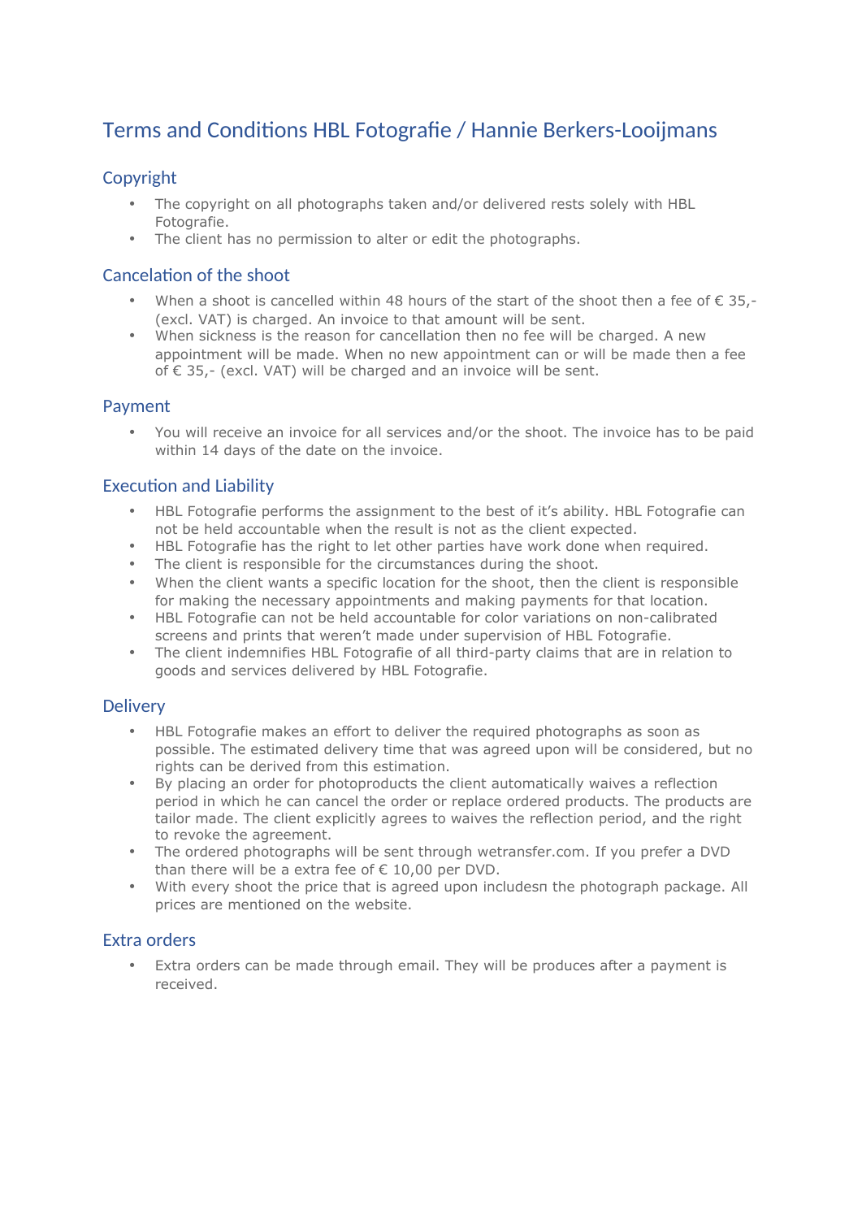# Terms and Conditions HBL Fotografie / Hannie Berkers-Looijmans

## Copyright

- The copyright on all photographs taken and/or delivered rests solely with HBL Fotografie.
- The client has no permission to alter or edit the photographs.

## Cancelation of the shoot

- When a shoot is cancelled within 48 hours of the start of the shoot then a fee of € 35,- (excl. VAT) is charged. An invoice to that amount will be sent.
- When sickness is the reason for cancellation then no fee will be charged. A new appointment will be made. When no new appointment can or will be made then a fee of € 35,- (excl. VAT) will be charged and an invoice will be sent.

## Payment

- You will receive an invoice for all services and/or the shoot. The invoice has to be paid within 14 days of the date on the invoice.

## Execution and Liability

- HBL Fotografie performs the assignment to the best of it's ability. HBL Fotografie can not be held accountable when the result is not as the client expected.
- HBL Fotografie has the right to let other parties have work done when required.
- The client is responsible for the circumstances during the shoot.
- When the client wants a specific location for the shoot, then the client is responsible for making the necessary appointments and making payments for that location.
- HBL Fotografie can not be held accountable for color variations on non-calibrated screens and prints that weren't made under supervision of HBL Fotografie.
- The client indemnifies HBL Fotografie of all third-party claims that are in relation to goods and services delivered by HBL Fotografie.

## Delivery

- HBL Fotografie makes an effort to deliver the required photographs as soon as possible. The estimated delivery time that was agreed upon will be considered, but no rights can be derived from this estimation.
- By placing an order for photoproducts the client automatically waives a reflection period in which he can cancel the order or replace ordered products. The products are tailor made. The client explicitly agrees to waives the reflection period, and the right to revoke the agreement.
- The ordered photographs will be sent through wetransfer.com. If you prefer a DVD than there will be a extra fee of € 10,00 per DVD.
- With every shoot the price that is agreed upon includesn the photograph package. All prices are mentioned on the website.

## Extra orders

- Extra orders can be made through email. They will be produces after a payment is received.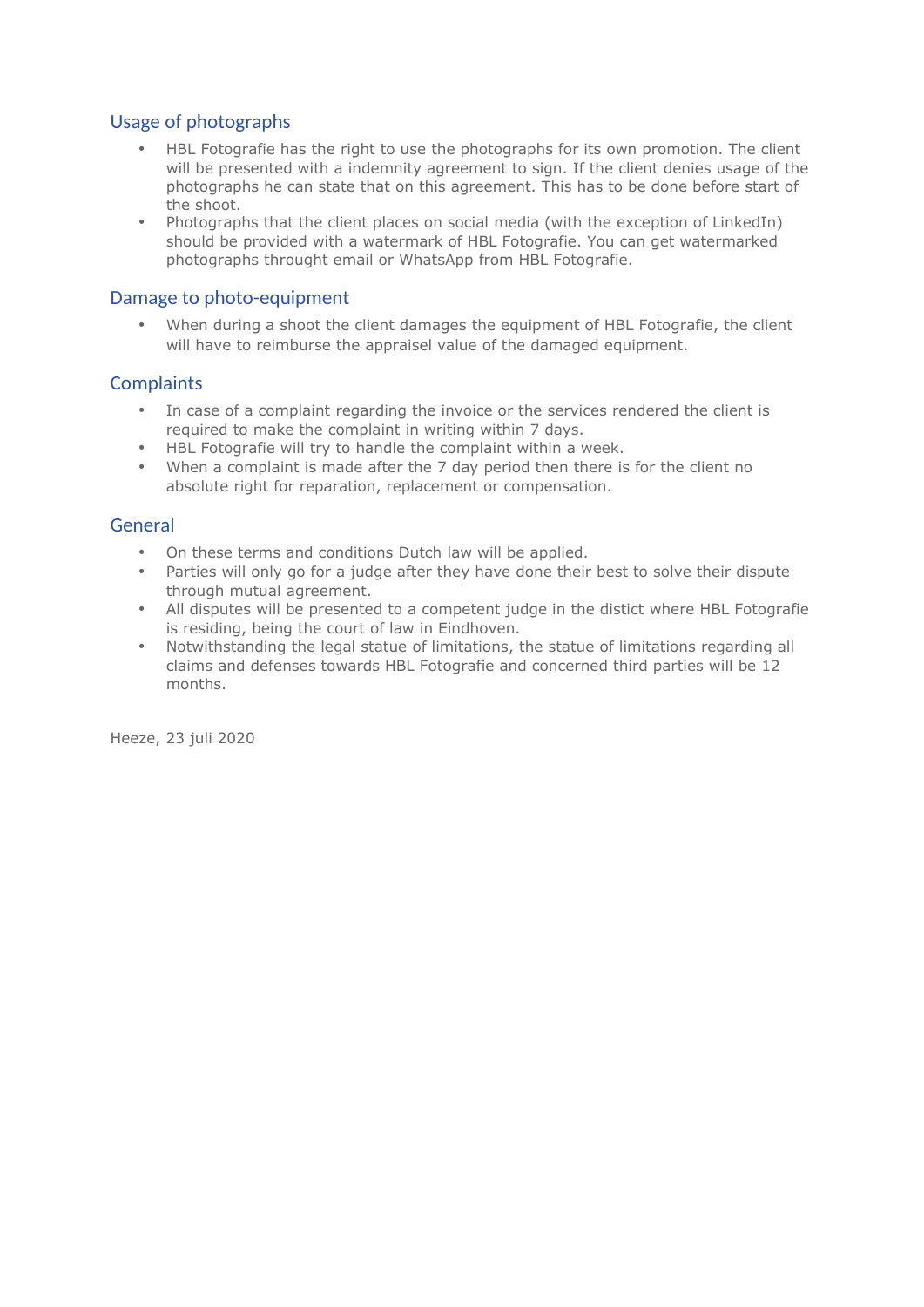## Usage of photographs

- HBL Fotografie has the right to use the photographs for its own promotion. The client will be presented with a indemnity agreement to sign. If the client denies usage of the photographs he can state that on this agreement. This has to be done before start of the shoot.
- Photographs that the client places on social media (with the exception of LinkedIn) should be provided with a watermark of HBL Fotografie. You can get watermarked photographs throught email or WhatsApp from HBL Fotografie.

## Damage to photo-equipment

- When during a shoot the client damages the equipment of HBL Fotografie, the client will have to reimburse the appraisel value of the damaged equipment.

## Complaints

- In case of a complaint regarding the invoice or the services rendered the client is required to make the complaint in writing within 7 days.
- HBL Fotografie will try to handle the complaint within a week.
- When a complaint is made after the 7 day period then there is for the client no absolute right for reparation, replacement or compensation.

## General

- On these terms and conditions Dutch law will be applied.
- Parties will only go for a judge after they have done their best to solve their dispute through mutual agreement.
- All disputes will be presented to a competent judge in the distict where HBL Fotografie is residing, being the court of law in Eindhoven.
- Notwithstanding the legal statue of limitations, the statue of limitations regarding all claims and defenses towards HBL Fotografie and concerned third parties will be 12 months.

Heeze, 23 juli 2020